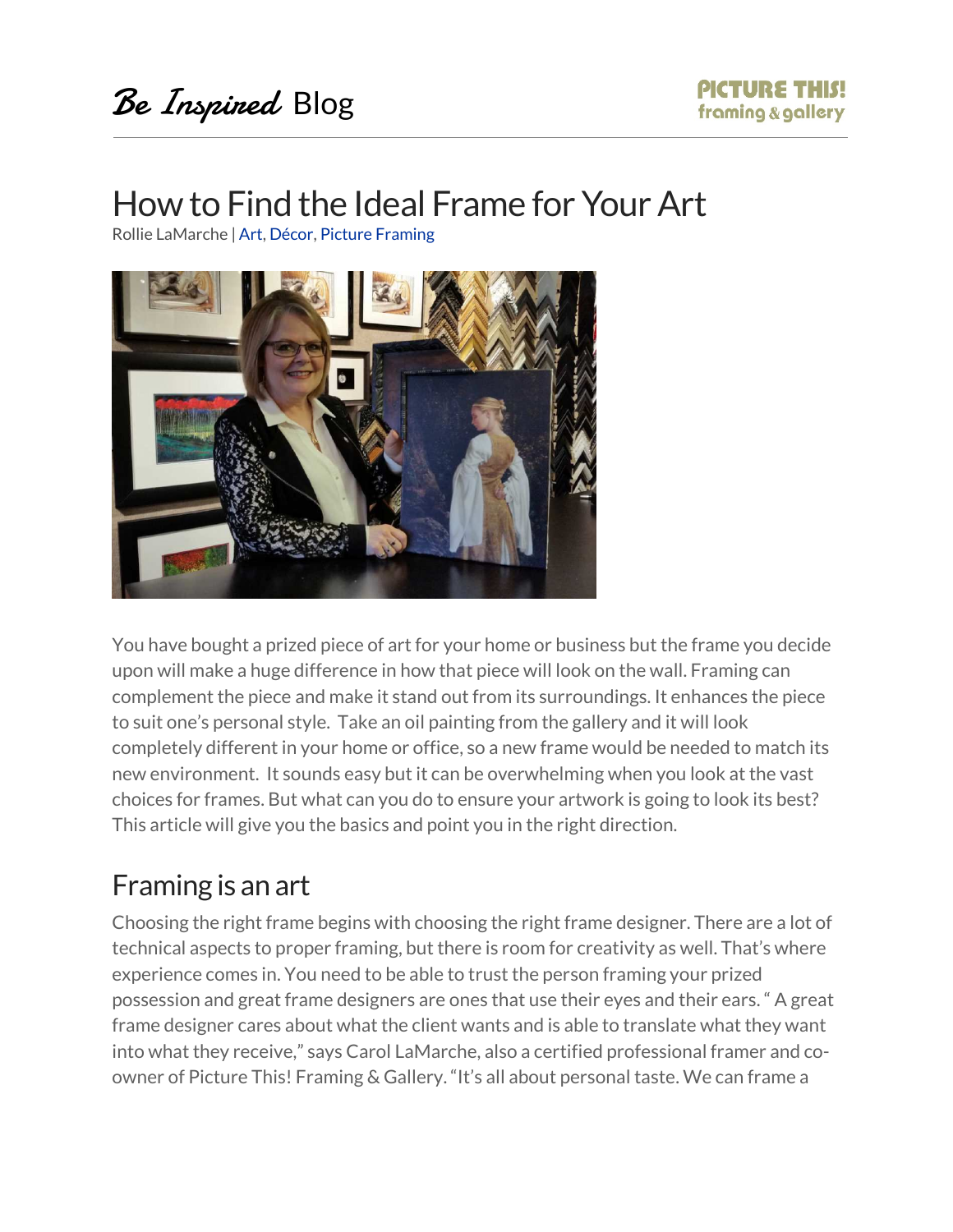*Be Inspired* Blog

# How to Find the Ideal Frame for Your Art

Rollie LaMarche | Art, Décor, Picture Framing

You have bought a prized piece of art for your home or business but the frame you decide upon will make a huge difference in how that piece will look on the wall. Framing can complement the piece and make it stand out from its surroundings. It enhances the piece to suit one's personal style. Take an oil painting from the gallery and it will look completely different in your home or office, so a new frame would be needed to match its new environment. It sounds easy but it can be overwhelming when you look at the vast choices for frames. But what can you do to ensure your artwork is going to look its best? This article will give you the basics and point you in the right direction.

## Framing is an art

Choosing the right frame begins with choosing the right frame designer. There are a lot of technical aspects to proper framing, but there is room for creativity as well. That's where experience comes in. You need to be able to trust the person framing your prized possession and great frame designers are ones that use their eyes and their ears. " A great frame designer cares about what the client wants and is able to translate what they want into what they receive," says Carol LaMarche, also a certified professional framer and co-owner of Picture This! Framing & Gallery. "It's all about personal taste. We can frame a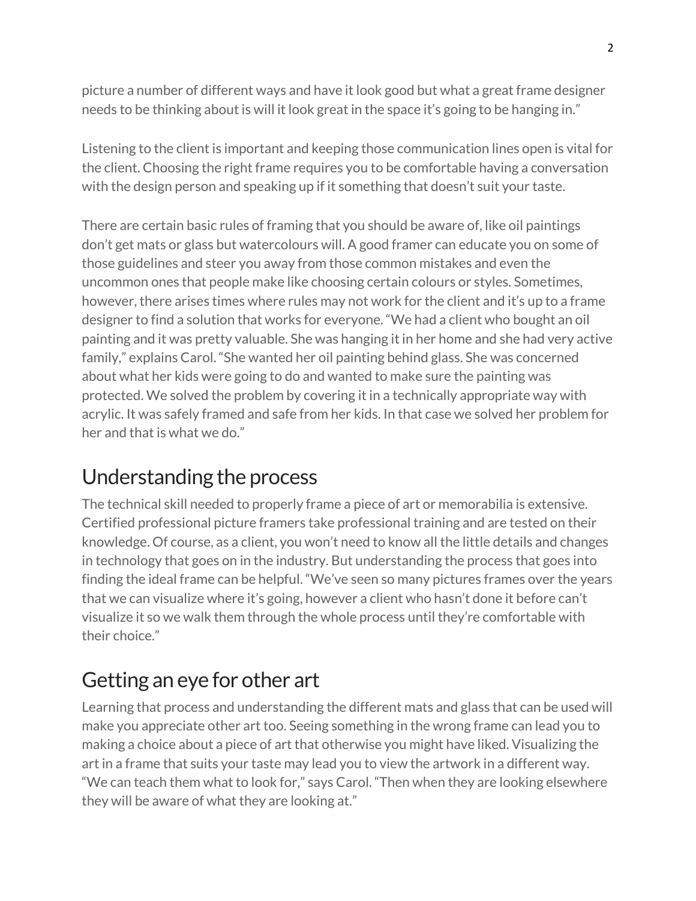picture a number of different ways and have it look good but what a great frame designer needs to be thinking about is will it look great in the space it's going to be hanging in."

Listening to the client is important and keeping those communication lines open is vital for the client. Choosing the right frame requires you to be comfortable having a conversation with the design person and speaking up if it something that doesn't suit your taste.

There are certain basic rules of framing that you should be aware of, like oil paintings don't get mats or glass but watercolours will. A good framer can educate you on some of those guidelines and steer you away from those common mistakes and even the uncommon ones that people make like choosing certain colours or styles. Sometimes, however, there arises times where rules may not work for the client and it's up to a frame designer to find a solution that works for everyone. "We had a client who bought an oil painting and it was pretty valuable. She was hanging it in her home and she had very active family," explains Carol. "She wanted her oil painting behind glass. She was concerned about what her kids were going to do and wanted to make sure the painting was protected. We solved the problem by covering it in a technically appropriate way with acrylic. It was safely framed and safe from her kids. In that case we solved her problem for her and that is what we do."

## Understanding the process

The technical skill needed to properly frame a piece of art or memorabilia is extensive. Certified professional picture framers take professional training and are tested on their knowledge. Of course, as a client, you won't need to know all the little details and changes in technology that goes on in the industry. But understanding the process that goes into finding the ideal frame can be helpful. "We've seen so many pictures frames over the years that we can visualize where it's going, however a client who hasn't done it before can't visualize it so we walk them through the whole process until they're comfortable with their choice."

## Getting an eye for other art

Learning that process and understanding the different mats and glass that can be used will make you appreciate other art too. Seeing something in the wrong frame can lead you to making a choice about a piece of art that otherwise you might have liked. Visualizing the art in a frame that suits your taste may lead you to view the artwork in a different way. "We can teach them what to look for," says Carol. "Then when they are looking elsewhere they will be aware of what they are looking at."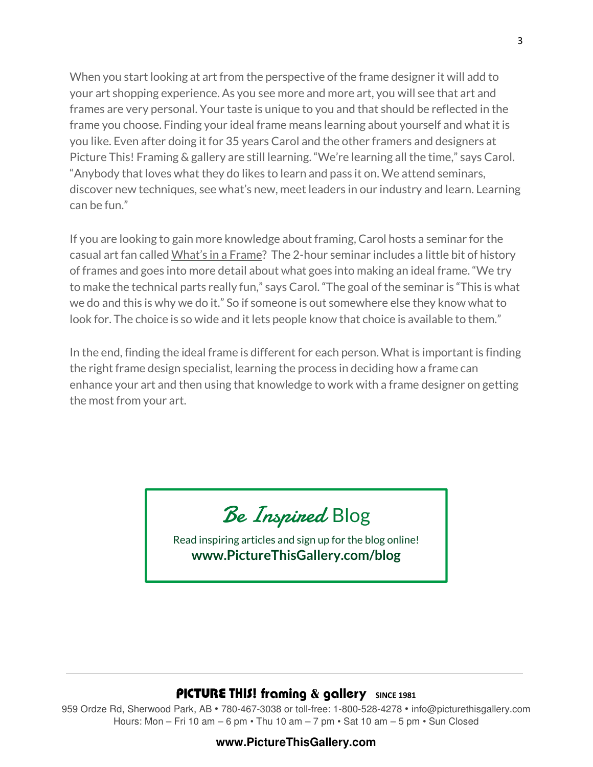When you start looking at art from the perspective of the frame designer it will add to your art shopping experience. As you see more and more art, you will see that art and frames are very personal. Your taste is unique to you and that should be reflected in the frame you choose. Finding your ideal frame means learning about yourself and what it is you like. Even after doing it for 35 years Carol and the other framers and designers at Picture This! Framing & gallery are still learning. "We're learning all the time," says Carol. "Anybody that loves what they do likes to learn and pass it on. We attend seminars, discover new techniques, see what's new, meet leaders in our industry and learn. Learning can be fun."

If you are looking to gain more knowledge about framing, Carol hosts a seminar for the casual art fan called What's in a Frame? The 2-hour seminar includes a little bit of history of frames and goes into more detail about what goes into making an ideal frame. "We try to make the technical parts really fun," says Carol. "The goal of the seminar is "This is what we do and this is why we do it." So if someone is out somewhere else they know what to look for. The choice is so wide and it lets people know that choice is available to them."

In the end, finding the ideal frame is different for each person. What is important is finding the right frame design specialist, learning the process in deciding how a frame can enhance your art and then using that knowledge to work with a frame designer on getting the most from your art.

## *Be Inspired* Blog

Read inspiring articles and sign up for the blog online!
**www.PictureThisGallery.com/blog**

---

**PICTURE THIS! framing & gallery** SINCE 1981

959 Ordze Rd, Sherwood Park, AB • 780-467-3038 or toll-free: 1-800-528-4278 • info@picturethisgallery.com
Hours: Mon – Fri 10 am – 6 pm • Thu 10 am – 7 pm • Sat 10 am – 5 pm • Sun Closed

**www.PictureThisGallery.com**